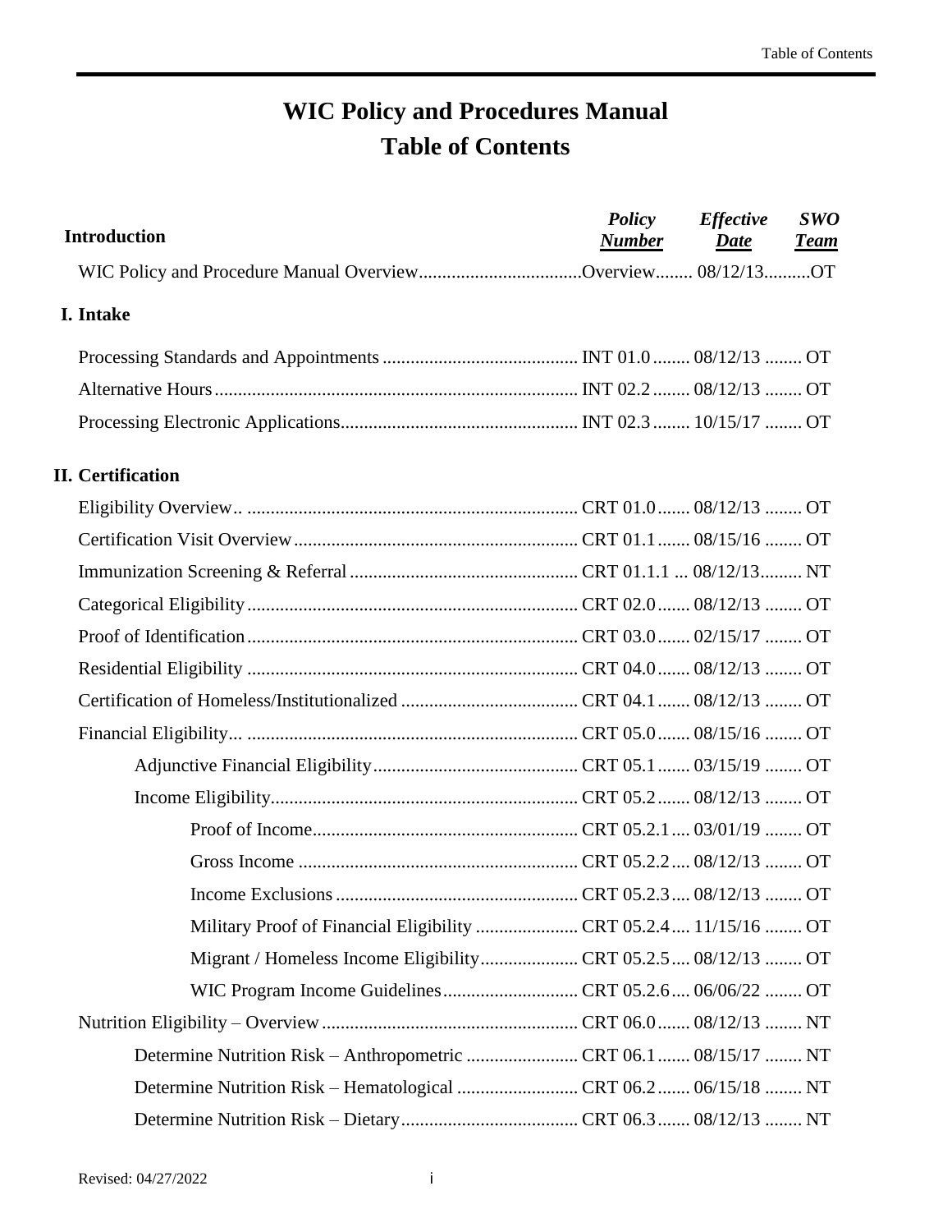# WIC Policy and Procedures Manual
# Table of Contents

| Introduction | Policy Number | Effective Date | SWO Team |
|---|---|---|---|
| WIC Policy and Procedure Manual Overview | Overview | 08/12/13 | OT |
| **I. Intake** | | | |
| Processing Standards and Appointments | INT 01.0 | 08/12/13 | OT |
| Alternative Hours | INT 02.2 | 08/12/13 | OT |
| Processing Electronic Applications | INT 02.3 | 10/15/17 | OT |
| **II. Certification** | | | |
| Eligibility Overview | CRT 01.0 | 08/12/13 | OT |
| Certification Visit Overview | CRT 01.1 | 08/15/16 | OT |
| Immunization Screening & Referral | CRT 01.1.1 | 08/12/13 | NT |
| Categorical Eligibility | CRT 02.0 | 08/12/13 | OT |
| Proof of Identification | CRT 03.0 | 02/15/17 | OT |
| Residential Eligibility | CRT 04.0 | 08/12/13 | OT |
| Certification of Homeless/Institutionalized | CRT 04.1 | 08/12/13 | OT |
| Financial Eligibility | CRT 05.0 | 08/15/16 | OT |
| Adjunctive Financial Eligibility | CRT 05.1 | 03/15/19 | OT |
| Income Eligibility | CRT 05.2 | 08/12/13 | OT |
| Proof of Income | CRT 05.2.1 | 03/01/19 | OT |
| Gross Income | CRT 05.2.2 | 08/12/13 | OT |
| Income Exclusions | CRT 05.2.3 | 08/12/13 | OT |
| Military Proof of Financial Eligibility | CRT 05.2.4 | 11/15/16 | OT |
| Migrant / Homeless Income Eligibility | CRT 05.2.5 | 08/12/13 | OT |
| WIC Program Income Guidelines | CRT 05.2.6 | 06/06/22 | OT |
| Nutrition Eligibility – Overview | CRT 06.0 | 08/12/13 | NT |
| Determine Nutrition Risk – Anthropometric | CRT 06.1 | 08/15/17 | NT |
| Determine Nutrition Risk – Hematological | CRT 06.2 | 06/15/18 | NT |
| Determine Nutrition Risk – Dietary | CRT 06.3 | 08/12/13 | NT |

Revised: 04/27/2022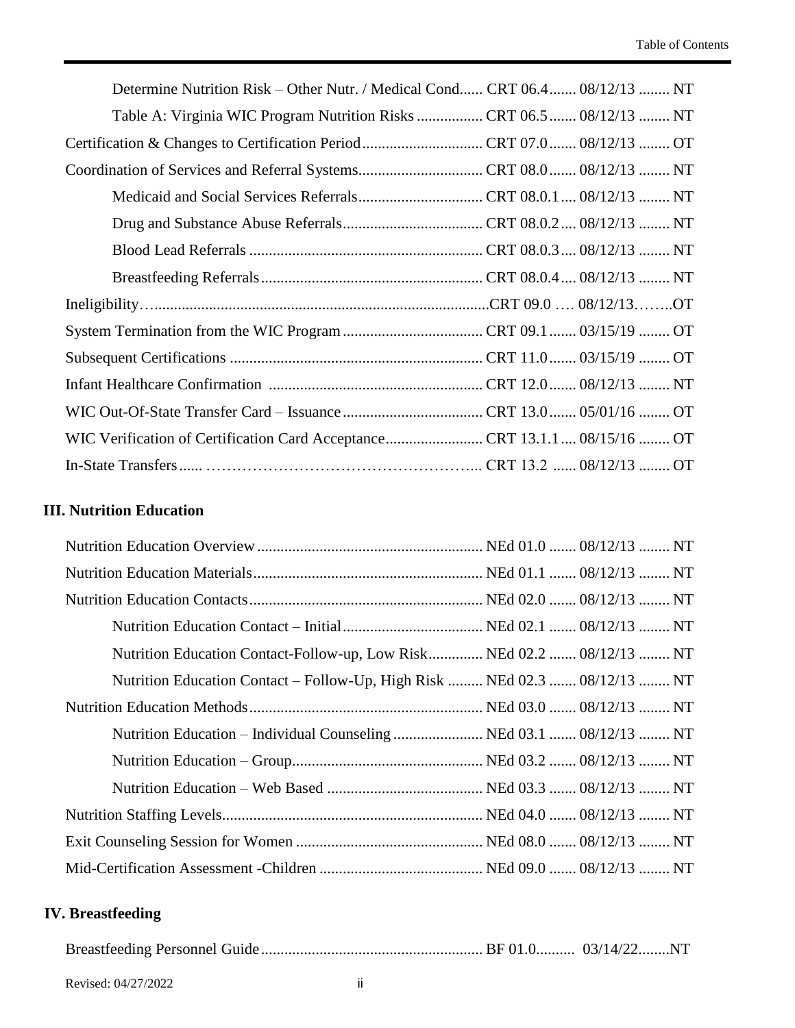Determine Nutrition Risk – Other Nutr. / Medical Cond...... CRT 06.4....... 08/12/13 ........ NT

Table A: Virginia WIC Program Nutrition Risks ................. CRT 06.5....... 08/12/13 ........ NT

Certification & Changes to Certification Period............................... CRT 07.0....... 08/12/13 ........ OT

Coordination of Services and Referral Systems................................ CRT 08.0....... 08/12/13 ........ NT

Medicaid and Social Services Referrals................................ CRT 08.0.1.... 08/12/13 ........ NT

Drug and Substance Abuse Referrals.................................... CRT 08.0.2.... 08/12/13 ........ NT

Blood Lead Referrals ............................................................ CRT 08.0.3.... 08/12/13 ........ NT

Breastfeeding Referrals......................................................... CRT 08.0.4.... 08/12/13 ........ NT

Ineligibility…......................................................................................CRT 09.0 …. 08/12/13……..OT

System Termination from the WIC Program.................................... CRT 09.1....... 03/15/19 ........ OT

Subsequent Certifications ................................................................. CRT 11.0....... 03/15/19 ........ OT

Infant Healthcare Confirmation ....................................................... CRT 12.0....... 08/12/13 ........ NT

WIC Out-Of-State Transfer Card – Issuance.................................... CRT 13.0....... 05/01/16 ........ OT

WIC Verification of Certification Card Acceptance......................... CRT 13.1.1.... 08/15/16 ........ OT

In-State Transfers...... ……………………………………………... CRT 13.2 ...... 08/12/13 ........ OT

## III. Nutrition Education

Nutrition Education Overview.......................................................... NEd 01.0 ....... 08/12/13 ........ NT

Nutrition Education Materials........................................................... NEd 01.1 ....... 08/12/13 ........ NT

Nutrition Education Contacts............................................................ NEd 02.0 ....... 08/12/13 ........ NT

Nutrition Education Contact – Initial.................................... NEd 02.1 ....... 08/12/13 ........ NT

Nutrition Education Contact-Follow-up, Low Risk.............. NEd 02.2 ....... 08/12/13 ........ NT

Nutrition Education Contact – Follow-Up, High Risk ......... NEd 02.3 ....... 08/12/13 ........ NT

Nutrition Education Methods............................................................ NEd 03.0 ....... 08/12/13 ........ NT

Nutrition Education – Individual Counseling....................... NEd 03.1 ....... 08/12/13 ........ NT

Nutrition Education – Group................................................. NEd 03.2 ....... 08/12/13 ........ NT

Nutrition Education – Web Based ........................................ NEd 03.3 ....... 08/12/13 ........ NT

Nutrition Staffing Levels................................................................... NEd 04.0 ....... 08/12/13 ........ NT

Exit Counseling Session for Women ................................................ NEd 08.0 ....... 08/12/13 ........ NT

Mid-Certification Assessment -Children .......................................... NEd 09.0 ....... 08/12/13 ........ NT

## IV. Breastfeeding

Breastfeeding Personnel Guide......................................................... BF 01.0.......... 03/14/22........NT

Revised: 04/27/2022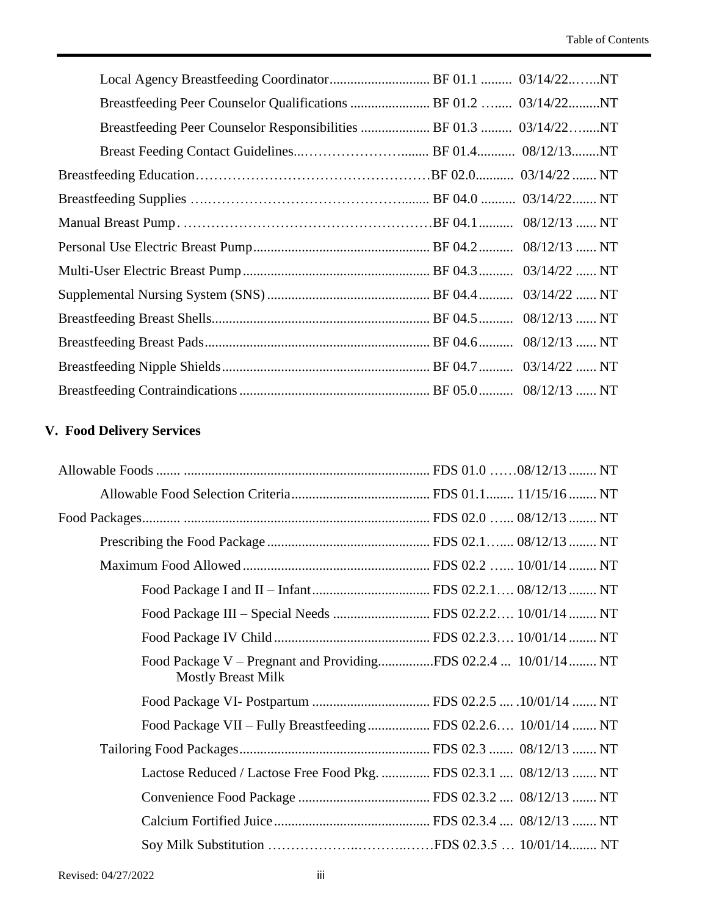| Title | Section | Date | Status |
|---|---|---|---|
| Local Agency Breastfeeding Coordinator | BF 01.1 | 03/14/22 | NT |
| Breastfeeding Peer Counselor Qualifications | BF 01.2 | 03/14/22 | NT |
| Breastfeeding Peer Counselor Responsibilities | BF 01.3 | 03/14/22 | NT |
| Breast Feeding Contact Guidelines | BF 01.4 | 08/12/13 | NT |
| Breastfeeding Education | BF 02.0 | 03/14/22 | NT |
| Breastfeeding Supplies | BF 04.0 | 03/14/22 | NT |
| Manual Breast Pump | BF 04.1 | 08/12/13 | NT |
| Personal Use Electric Breast Pump | BF 04.2 | 08/12/13 | NT |
| Multi-User Electric Breast Pump | BF 04.3 | 03/14/22 | NT |
| Supplemental Nursing System (SNS) | BF 04.4 | 03/14/22 | NT |
| Breastfeeding Breast Shells | BF 04.5 | 08/12/13 | NT |
| Breastfeeding Breast Pads | BF 04.6 | 08/12/13 | NT |
| Breastfeeding Nipple Shields | BF 04.7 | 03/14/22 | NT |
| Breastfeeding Contraindications | BF 05.0 | 08/12/13 | NT |

## V. Food Delivery Services

| Title | Section | Date | Status |
|---|---|---|---|
| Allowable Foods | FDS 01.0 | 08/12/13 | NT |
| Allowable Food Selection Criteria | FDS 01.1 | 11/15/16 | NT |
| Food Packages | FDS 02.0 | 08/12/13 | NT |
| Prescribing the Food Package | FDS 02.1 | 08/12/13 | NT |
| Maximum Food Allowed | FDS 02.2 | 10/01/14 | NT |
| Food Package I and II – Infant | FDS 02.2.1 | 08/12/13 | NT |
| Food Package III – Special Needs | FDS 02.2.2 | 10/01/14 | NT |
| Food Package IV Child | FDS 02.2.3 | 10/01/14 | NT |
| Food Package V – Pregnant and Providing Mostly Breast Milk | FDS 02.2.4 | 10/01/14 | NT |
| Food Package VI- Postpartum | FDS 02.2.5 | 10/01/14 | NT |
| Food Package VII – Fully Breastfeeding | FDS 02.2.6 | 10/01/14 | NT |
| Tailoring Food Packages | FDS 02.3 | 08/12/13 | NT |
| Lactose Reduced / Lactose Free Food Pkg. | FDS 02.3.1 | 08/12/13 | NT |
| Convenience Food Package | FDS 02.3.2 | 08/12/13 | NT |
| Calcium Fortified Juice | FDS 02.3.4 | 08/12/13 | NT |
| Soy Milk Substitution | FDS 02.3.5 | 10/01/14 | NT |

Revised: 04/27/2022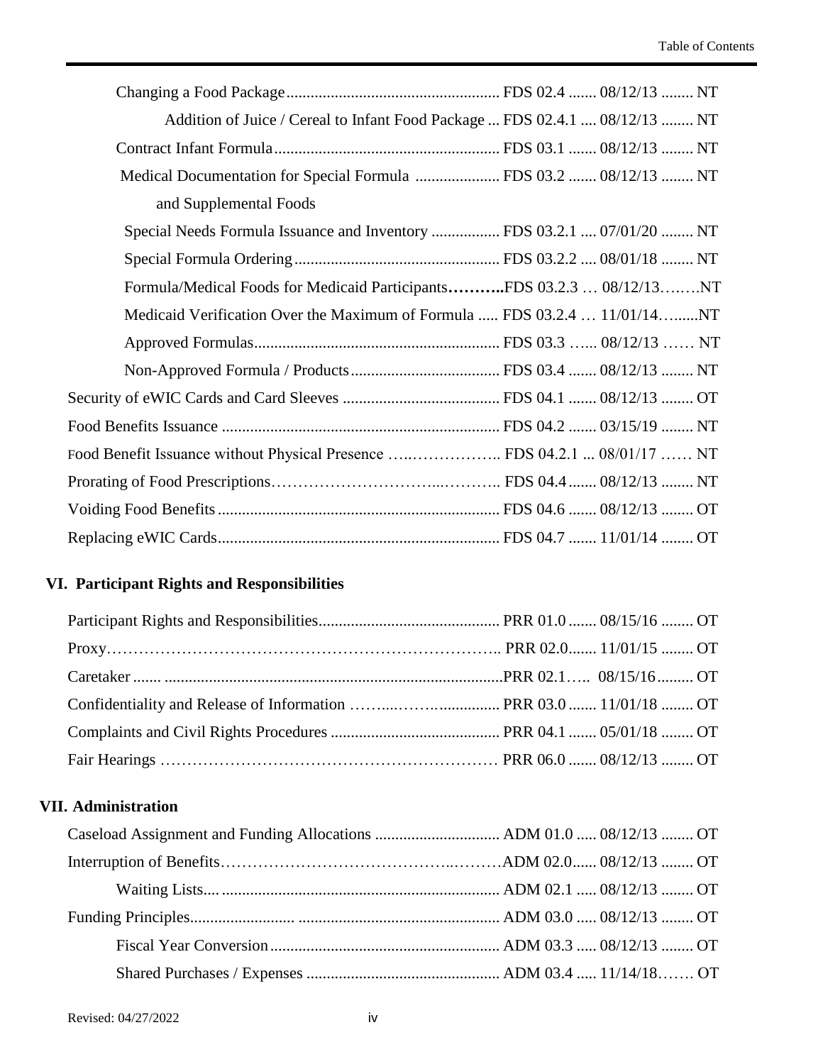| Title | Policy | Date | Type |
|---|---|---|---|
| Changing a Food Package | FDS 02.4 | 08/12/13 | NT |
| Addition of Juice / Cereal to Infant Food Package | FDS 02.4.1 | 08/12/13 | NT |
| Contract Infant Formula | FDS 03.1 | 08/12/13 | NT |
| Medical Documentation for Special Formula and Supplemental Foods | FDS 03.2 | 08/12/13 | NT |
| Special Needs Formula Issuance and Inventory | FDS 03.2.1 | 07/01/20 | NT |
| Special Formula Ordering | FDS 03.2.2 | 08/01/18 | NT |
| Formula/Medical Foods for Medicaid Participants | FDS 03.2.3 | 08/12/13 | NT |
| Medicaid Verification Over the Maximum of Formula | FDS 03.2.4 | 11/01/14 | NT |
| Approved Formulas | FDS 03.3 | 08/12/13 | NT |
| Non-Approved Formula / Products | FDS 03.4 | 08/12/13 | NT |
| Security of eWIC Cards and Card Sleeves | FDS 04.1 | 08/12/13 | OT |
| Food Benefits Issuance | FDS 04.2 | 03/15/19 | NT |
| Food Benefit Issuance without Physical Presence | FDS 04.2.1 | 08/01/17 | NT |
| Prorating of Food Prescriptions | FDS 04.4 | 08/12/13 | NT |
| Voiding Food Benefits | FDS 04.6 | 08/12/13 | OT |
| Replacing eWIC Cards | FDS 04.7 | 11/01/14 | OT |

## VI. Participant Rights and Responsibilities

| Title | Policy | Date | Type |
|---|---|---|---|
| Participant Rights and Responsibilities | PRR 01.0 | 08/15/16 | OT |
| Proxy | PRR 02.0 | 11/01/15 | OT |
| Caretaker | PRR 02.1 | 08/15/16 | OT |
| Confidentiality and Release of Information | PRR 03.0 | 11/01/18 | OT |
| Complaints and Civil Rights Procedures | PRR 04.1 | 05/01/18 | OT |
| Fair Hearings | PRR 06.0 | 08/12/13 | OT |

## VII. Administration

| Title | Policy | Date | Type |
|---|---|---|---|
| Caseload Assignment and Funding Allocations | ADM 01.0 | 08/12/13 | OT |
| Interruption of Benefits | ADM 02.0 | 08/12/13 | OT |
| Waiting Lists | ADM 02.1 | 08/12/13 | OT |
| Funding Principles | ADM 03.0 | 08/12/13 | OT |
| Fiscal Year Conversion | ADM 03.3 | 08/12/13 | OT |
| Shared Purchases / Expenses | ADM 03.4 | 11/14/18 | OT |

Revised: 04/27/2022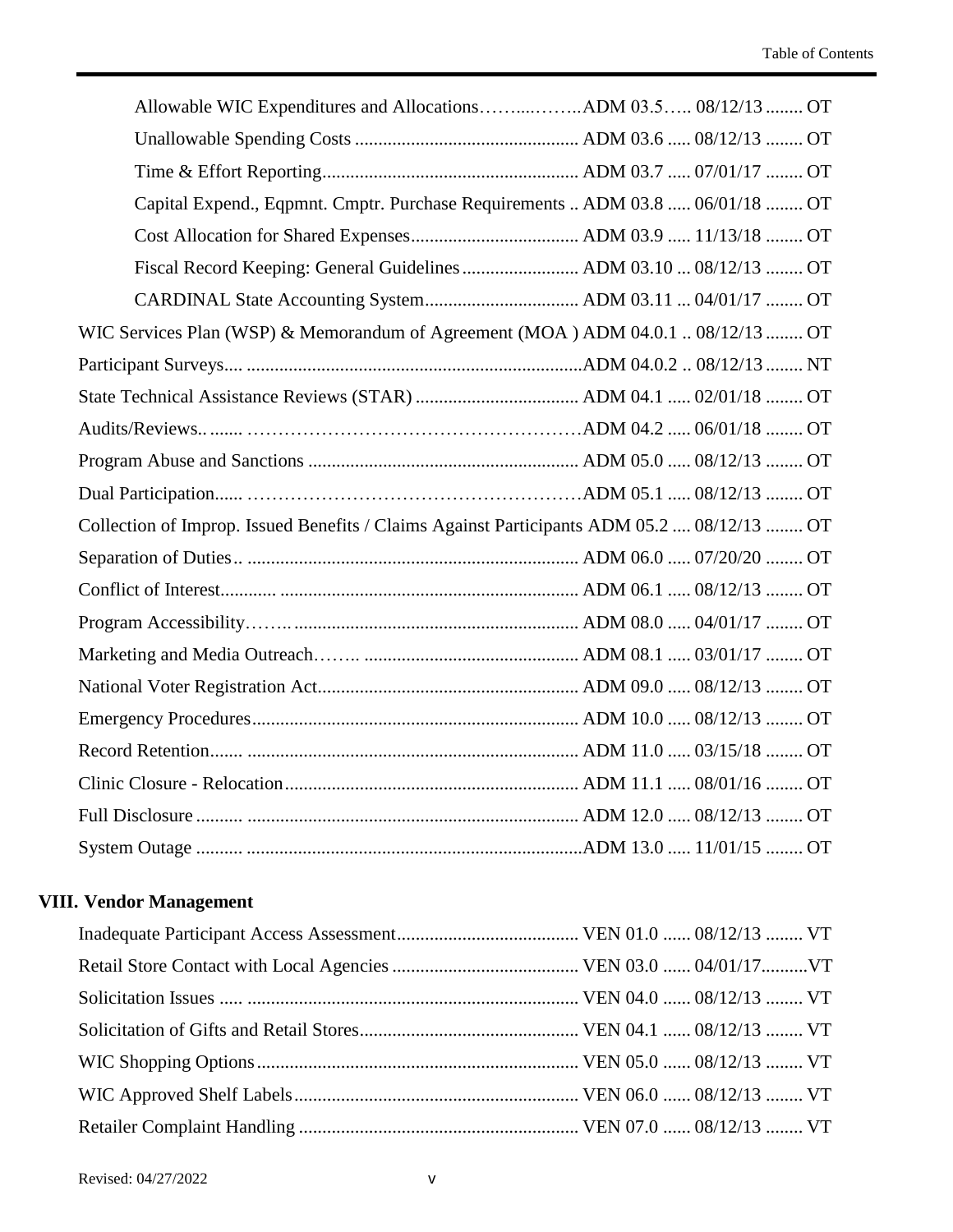| Title | Policy | Date | Type |
|---|---|---|---|
| Allowable WIC Expenditures and Allocations | ADM 03.5 | 08/12/13 | OT |
| Unallowable Spending Costs | ADM 03.6 | 08/12/13 | OT |
| Time & Effort Reporting | ADM 03.7 | 07/01/17 | OT |
| Capital Expend., Eqpmnt. Cmptr. Purchase Requirements | ADM 03.8 | 06/01/18 | OT |
| Cost Allocation for Shared Expenses | ADM 03.9 | 11/13/18 | OT |
| Fiscal Record Keeping: General Guidelines | ADM 03.10 | 08/12/13 | OT |
| CARDINAL State Accounting System | ADM 03.11 | 04/01/17 | OT |
| WIC Services Plan (WSP) & Memorandum of Agreement (MOA ) | ADM 04.0.1 | 08/12/13 | OT |
| Participant Surveys | ADM 04.0.2 | 08/12/13 | NT |
| State Technical Assistance Reviews (STAR) | ADM 04.1 | 02/01/18 | OT |
| Audits/Reviews | ADM 04.2 | 06/01/18 | OT |
| Program Abuse and Sanctions | ADM 05.0 | 08/12/13 | OT |
| Dual Participation | ADM 05.1 | 08/12/13 | OT |
| Collection of Improp. Issued Benefits / Claims Against Participants | ADM 05.2 | 08/12/13 | OT |
| Separation of Duties | ADM 06.0 | 07/20/20 | OT |
| Conflict of Interest | ADM 06.1 | 08/12/13 | OT |
| Program Accessibility | ADM 08.0 | 04/01/17 | OT |
| Marketing and Media Outreach | ADM 08.1 | 03/01/17 | OT |
| National Voter Registration Act | ADM 09.0 | 08/12/13 | OT |
| Emergency Procedures | ADM 10.0 | 08/12/13 | OT |
| Record Retention | ADM 11.0 | 03/15/18 | OT |
| Clinic Closure - Relocation | ADM 11.1 | 08/01/16 | OT |
| Full Disclosure | ADM 12.0 | 08/12/13 | OT |
| System Outage | ADM 13.0 | 11/01/15 | OT |

## VIII. Vendor Management

| Title | Policy | Date | Type |
|---|---|---|---|
| Inadequate Participant Access Assessment | VEN 01.0 | 08/12/13 | VT |
| Retail Store Contact with Local Agencies | VEN 03.0 | 04/01/17 | VT |
| Solicitation Issues | VEN 04.0 | 08/12/13 | VT |
| Solicitation of Gifts and Retail Stores | VEN 04.1 | 08/12/13 | VT |
| WIC Shopping Options | VEN 05.0 | 08/12/13 | VT |
| WIC Approved Shelf Labels | VEN 06.0 | 08/12/13 | VT |
| Retailer Complaint Handling | VEN 07.0 | 08/12/13 | VT |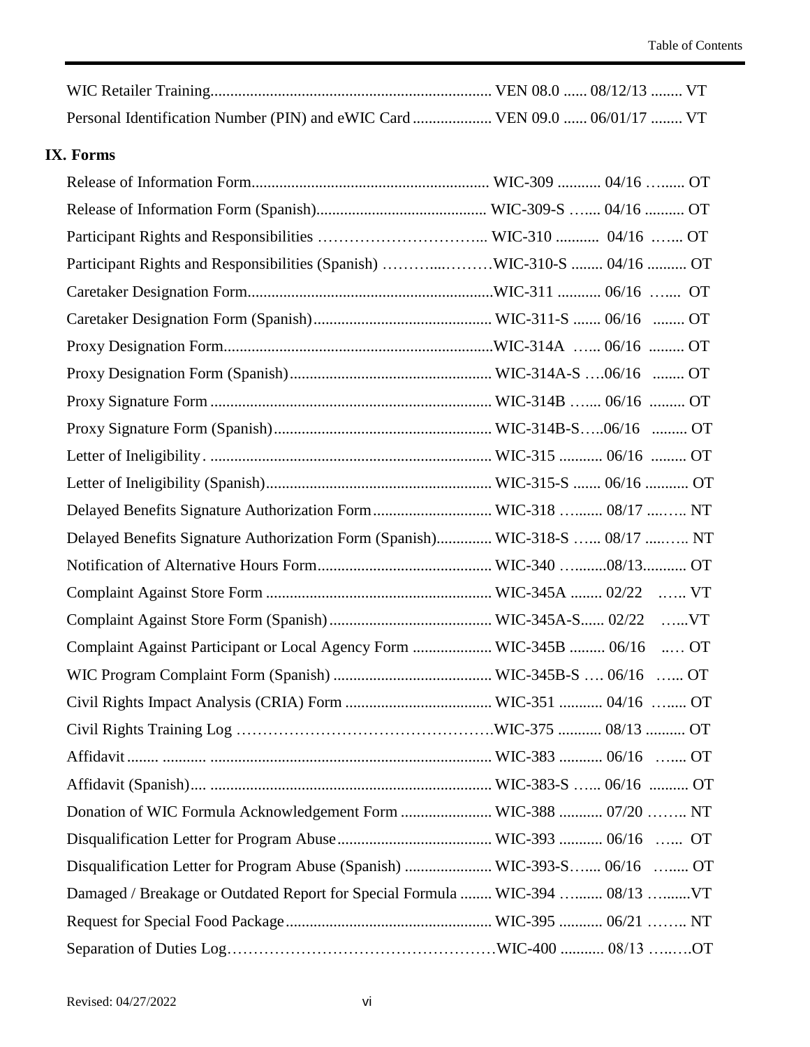WIC Retailer Training....................................................................... VEN 08.0 ...... 08/12/13 ........ VT

Personal Identification Number (PIN) and eWIC Card .................... VEN 09.0 ...... 06/01/17 ........ VT

## IX. Forms

Release of Information Form............................................................ WIC-309 ........... 04/16 …...... OT

Release of Information Form (Spanish)........................................... WIC-309-S …... 04/16 .......... OT

Participant Rights and Responsibilities …………………………... WIC-310 ........... 04/16 …... OT

Participant Rights and Responsibilities (Spanish) ………....………WIC-310-S ........ 04/16 .......... OT

Caretaker Designation Form..............................................................WIC-311 ........... 06/16 …... OT

Caretaker Designation Form (Spanish)............................................. WIC-311-S ....... 06/16 ........ OT

Proxy Designation Form....................................................................WIC-314A …... 06/16 ......... OT

Proxy Designation Form (Spanish)................................................... WIC-314A-S ….06/16 ........ OT

Proxy Signature Form ....................................................................... WIC-314B …... 06/16 ......... OT

Proxy Signature Form (Spanish)....................................................... WIC-314B-S…..06/16 ......... OT

Letter of Ineligibility. ....................................................................... WIC-315 ........... 06/16 ......... OT

Letter of Ineligibility (Spanish)......................................................... WIC-315-S ....... 06/16 ........... OT

Delayed Benefits Signature Authorization Form.............................. WIC-318 …...... 08/17 ....….. NT

Delayed Benefits Signature Authorization Form (Spanish).............. WIC-318-S …... 08/17 ....….. NT

Notification of Alternative Hours Form............................................ WIC-340 ….......08/13........... OT

Complaint Against Store Form ......................................................... WIC-345A ........ 02/22 ….. VT

Complaint Against Store Form (Spanish)......................................... WIC-345A-S...... 02/22 …..VT

Complaint Against Participant or Local Agency Form .................... WIC-345B ......... 06/16 ..… OT

WIC Program Complaint Form (Spanish) ........................................ WIC-345B-S …. 06/16 …... OT

Civil Rights Impact Analysis (CRIA) Form ..................................... WIC-351 ........... 04/16 …..... OT

Civil Rights Training Log …………………………………………WIC-375 ........... 08/13 .......... OT

Affidavit........ ........... ....................................................................... WIC-383 ........... 06/16 …... OT

Affidavit (Spanish).... ....................................................................... WIC-383-S ….. 06/16 .......... OT

Donation of WIC Formula Acknowledgement Form ....................... WIC-388 ........... 07/20 …….. NT

Disqualification Letter for Program Abuse....................................... WIC-393 ........... 06/16 …... OT

Disqualification Letter for Program Abuse (Spanish) ...................... WIC-393-S…..... 06/16 ….... OT

Damaged / Breakage or Outdated Report for Special Formula ........ WIC-394 …...... 08/13 …......VT

Request for Special Food Package.................................................... WIC-395 ........... 06/21 …….. NT

Separation of Duties Log……………………………………………WIC-400 ........... 08/13 …..….OT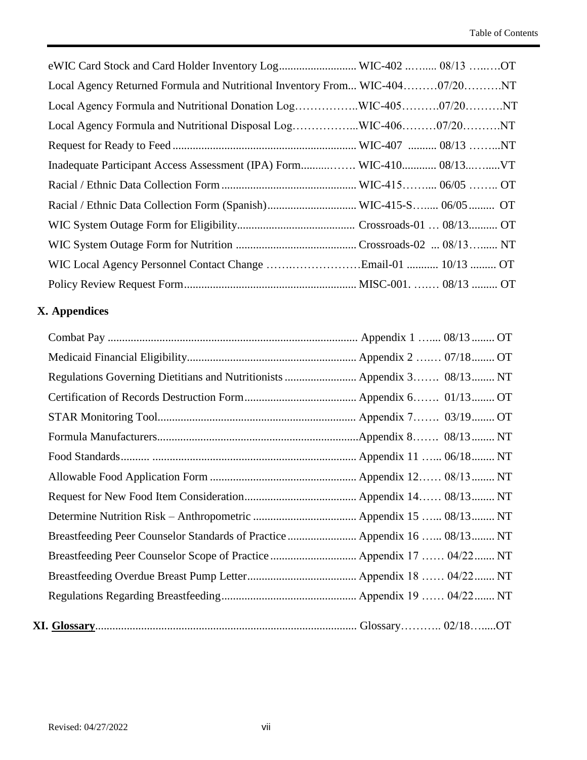eWIC Card Stock and Card Holder Inventory Log........................... WIC-402 ..…..... 08/13 …..….OT

Local Agency Returned Formula and Nutritional Inventory From... WIC-404………07/20……….NT

Local Agency Formula and Nutritional Donation Log……………..WIC-405……….07/20……….NT

Local Agency Formula and Nutritional Disposal Log……………...WIC-406………07/20……….NT

Request for Ready to Feed ................................................................ WIC-407 .......... 08/13 ……...NT

Inadequate Participant Access Assessment (IPA) Form..........…… WIC-410............ 08/13...…....VT

Racial / Ethnic Data Collection Form ............................................... WIC-415……... 06/05 …….. OT

Racial / Ethnic Data Collection Form (Spanish)............................... WIC-415-S…..... 06/05......... OT

WIC System Outage Form for Eligibility......................................... Crossroads-01 … 08/13.......... OT

WIC System Outage Form for Nutrition .......................................... Crossroads-02 ... 08/13….….. NT

WIC Local Agency Personnel Contact Change ……..………………Email-01 ........... 10/13 ......... OT

Policy Review Request Form............................................................ MISC-001. ….… 08/13 ......... OT

## X. Appendices

Combat Pay ....................................................................................... Appendix 1 …... 08/13........ OT

Medicaid Financial Eligibility........................................................... Appendix 2 ….… 07/18........ OT

Regulations Governing Dietitians and Nutritionists ......................... Appendix 3……. 08/13........ NT

Certification of Records Destruction Form....................................... Appendix 6……. 01/13........ OT

STAR Monitoring Tool..................................................................... Appendix 7……. 03/19........ OT

Formula Manufacturers......................................................................Appendix 8……. 08/13........ NT

Food Standards.......... ....................................................................... Appendix 11 …... 06/18........ NT

Allowable Food Application Form ................................................... Appendix 12…… 08/13........ NT

Request for New Food Item Consideration....................................... Appendix 14…… 08/13........ NT

Determine Nutrition Risk – Anthropometric .................................... Appendix 15 …... 08/13........ NT

Breastfeeding Peer Counselor Standards of Practice ........................ Appendix 16 …... 08/13........ NT

Breastfeeding Peer Counselor Scope of Practice .............................. Appendix 17 …… 04/22....... NT

Breastfeeding Overdue Breast Pump Letter...................................... Appendix 18 …… 04/22....... NT

Regulations Regarding Breastfeeding............................................... Appendix 19 …… 04/22....... NT

## XI. Glossary

**XI. <u>Glossary</u>**........................................................................................... Glossary……….. 02/18….....OT